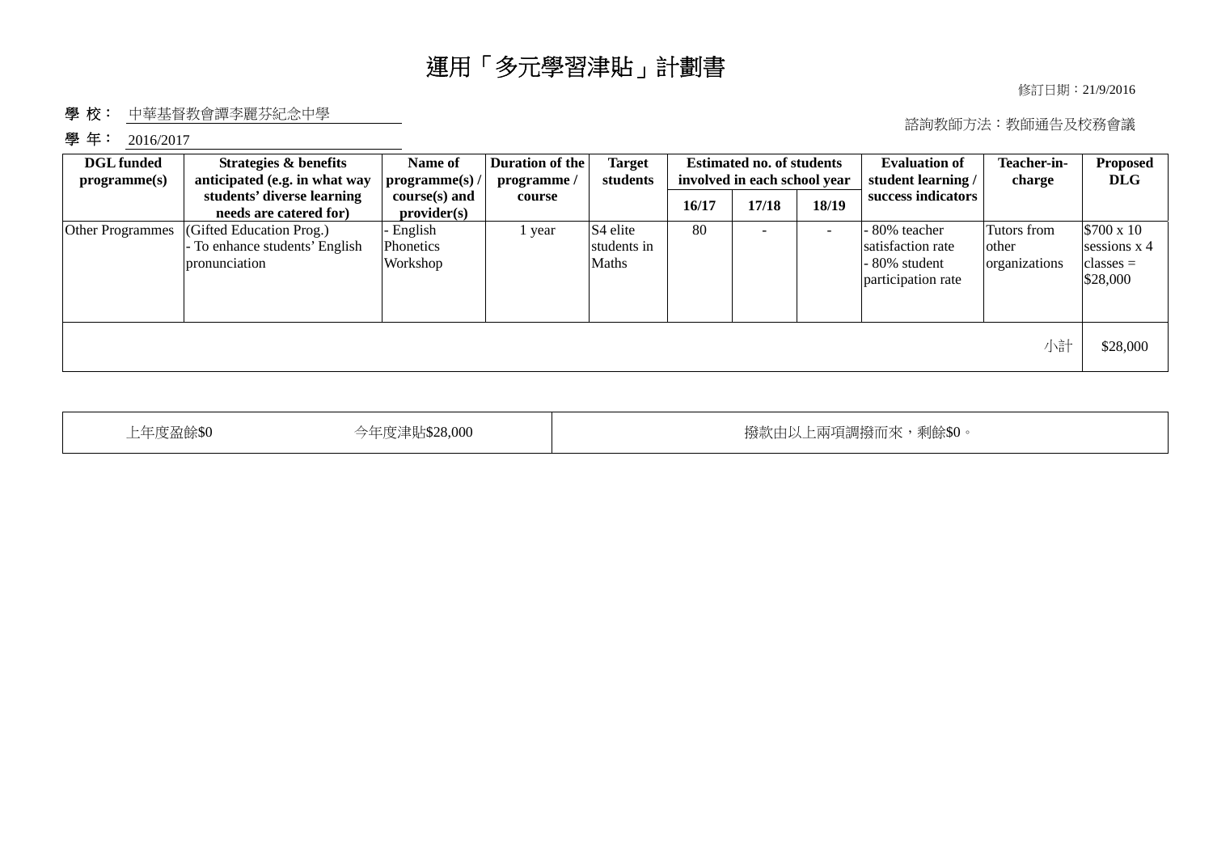# 運用「多元學習津貼」計劃書

修訂日期：21/9/2016

學 校： 中華基督教會譚李麗芬紀念中學

諮詢教師方法：教師通告及校務會議

學 年： 2016/2017

| DGL funded programme(s) | Strategies & benefits anticipated (e.g. in what way students' diverse learning needs are catered for) | Name of programme(s) / course(s) and provider(s) | Duration of the programme / course | Target students | Estimated no. of students involved in each school year | | | Evaluation of student learning / success indicators | Teacher-in-charge | Proposed DLG |
|---|---|---|---|---|---|---|---|---|---|---|
| | | | | | 16/17 | 17/18 | 18/19 | | | |
| Other Programmes | (Gifted Education Prog.)<br>- To enhance students' English pronunciation | - English Phonetics Workshop | 1 year | S4 elite students in Maths | 80 | - | - | - 80% teacher satisfaction rate<br>- 80% student participation rate | Tutors from other organizations | $700 x 10 sessions x 4 classes = $28,000 |
| | | | | | | | | | 小計 | $28,000 |

| | | |
|---|---|---|
| 上年度盈餘$0 | 今年度津貼$28,000 | 撥款由以上兩項調撥而來，剩餘$0。 |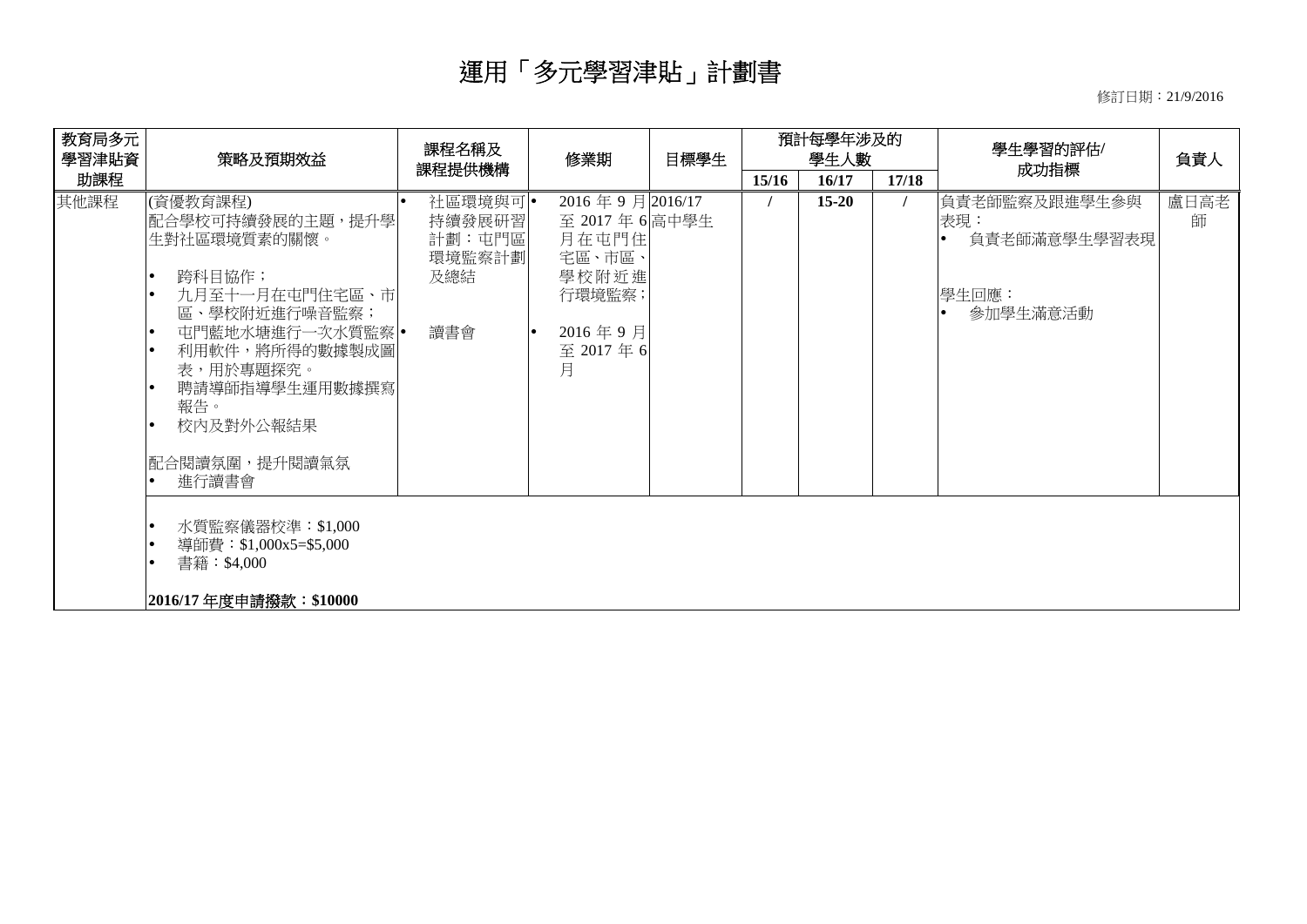# 運用「多元學習津貼」計劃書

修訂日期：21/9/2016

| 教育局多元學習津貼資助課程 | 策略及預期效益 | 課程名稱及課程提供機構 | 修業期 | 目標學生 | 預計每學年涉及的學生人數 | | | 學生學習的評估/成功指標 | 負責人 |
|---|---|---|---|---|---|---|---|---|---|
| | | | | | 15/16 | 16/17 | 17/18 | | |
| 其他課程 | (資優教育課程)<br>配合學校可持續發展的主題，提升學生對社區環境質素的關懷。<br>• 跨科目協作；<br>• 九月至十一月在屯門住宅區、市區、學校附近進行噪音監察；<br>• 屯門藍地水塘進行一次水質監察<br>• 利用軟件，將所得的數據製成圖表，用於專題探究。<br>• 聘請導師指導學生運用數據撰寫報告。<br>• 校內及對外公報結果<br><br>配合閱讀氛圍，提升閱讀氣氛<br>• 進行讀書會 | • 社區環境與可持續發展研習計劃：屯門區環境監察計劃及總結<br><br>• 讀書會 | • 2016 年 9 月至 2017 年 6 月在屯門住宅區、市區、學校附近進行環境監察；<br><br>• 2016 年 9 月至 2017 年 6 月 | 2016/17 高中學生 | / | **15-20** | / | 負責老師監察及跟進學生參與表現：<br>• 負責老師滿意學生學習表現<br><br>學生回應：<br>• 參加學生滿意活動 | 盧日高老師 |
| | • 水質監察儀器校準：$1,000<br>• 導師費：$1,000x5=$5,000<br>• 書籍：$4,000<br><br>**2016/17 年度申請撥款：$10000** | | | | | | | | |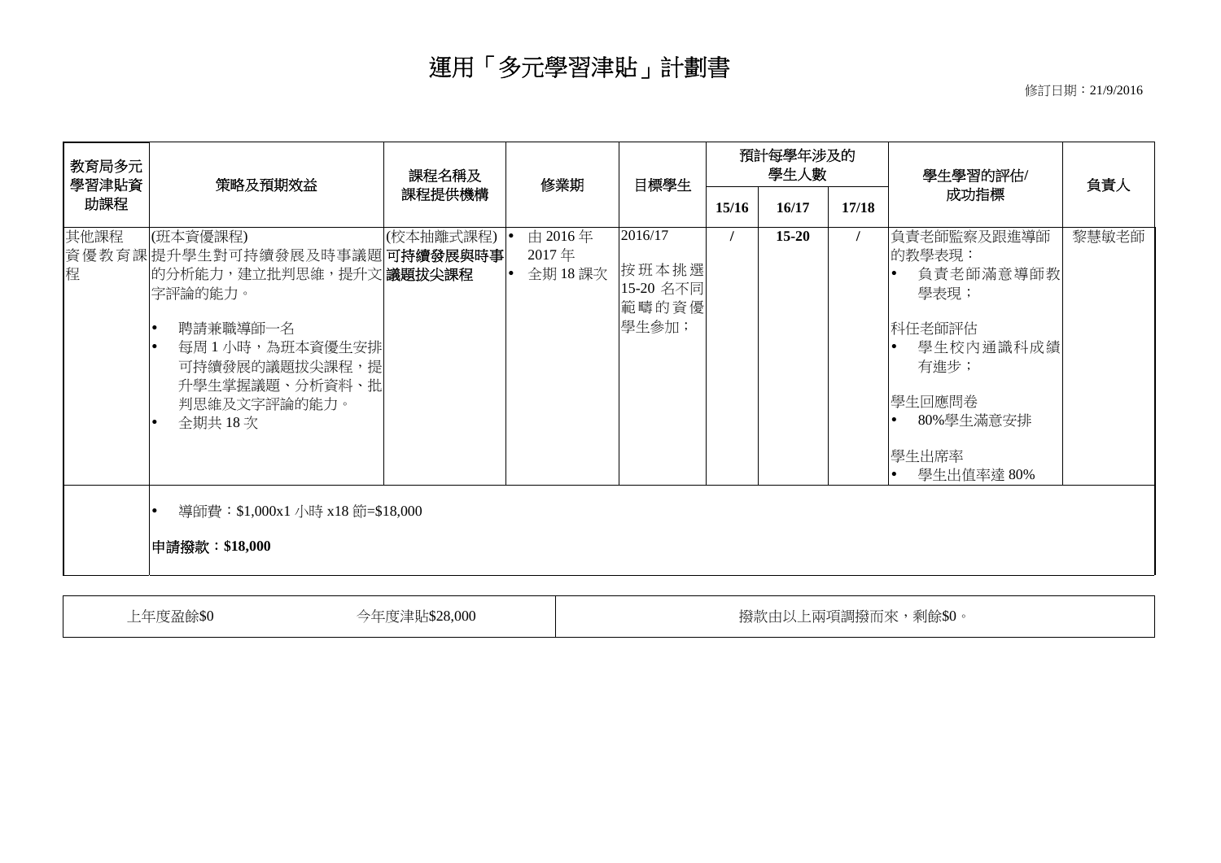# 運用「多元學習津貼」計劃書

修訂日期：21/9/2016

| 教育局多元學習津貼資助課程 | 策略及預期效益 | 課程名稱及課程提供機構 | 修業期 | 目標學生 | 預計每學年涉及的學生人數 | | | 學生學習的評估/成功指標 | 負責人 |
|---|---|---|---|---|---|---|---|---|---|
| | | | | | 15/16 | 16/17 | 17/18 | | |
| 其他課程 資優教育課程 | (班本資優課程) 提升學生對可持續發展及時事議題的分析能力，建立批判思維，提升文字評論的能力。<br>• 聘請兼職導師一名<br>• 每周 1 小時，為班本資優生安排可持續發展的議題拔尖課程，提升學生掌握議題、分析資料、批判思維及文字評論的能力。<br>• 全期共 18 次 | (校本抽離式課程) **可持續發展與時事議題拔尖課程** | • 由 2016 年 2017 年<br>• 全期 18 課次 | 2016/17<br>按班本挑選 15-20 名不同範疇的資優學生參加； | / | 15-20 | / | 負責老師監察及跟進導師的教學表現：<br>• 負責老師滿意導師教學表現；<br>科任老師評估<br>• 學生校內通識科成績有進步；<br>學生回應問卷<br>• 80%學生滿意安排<br>學生出席率<br>• 學生出值率達 80% | 黎慧敏老師 |
| | • 導師費：$1,000x1 小時 x18 節=$18,000<br>**申請撥款：$18,000** | | | | | | | | |

| | | |
|---|---|---|
| 上年度盈餘$0 | 今年度津貼$28,000 | 撥款由以上兩項調撥而來，剩餘$0。 |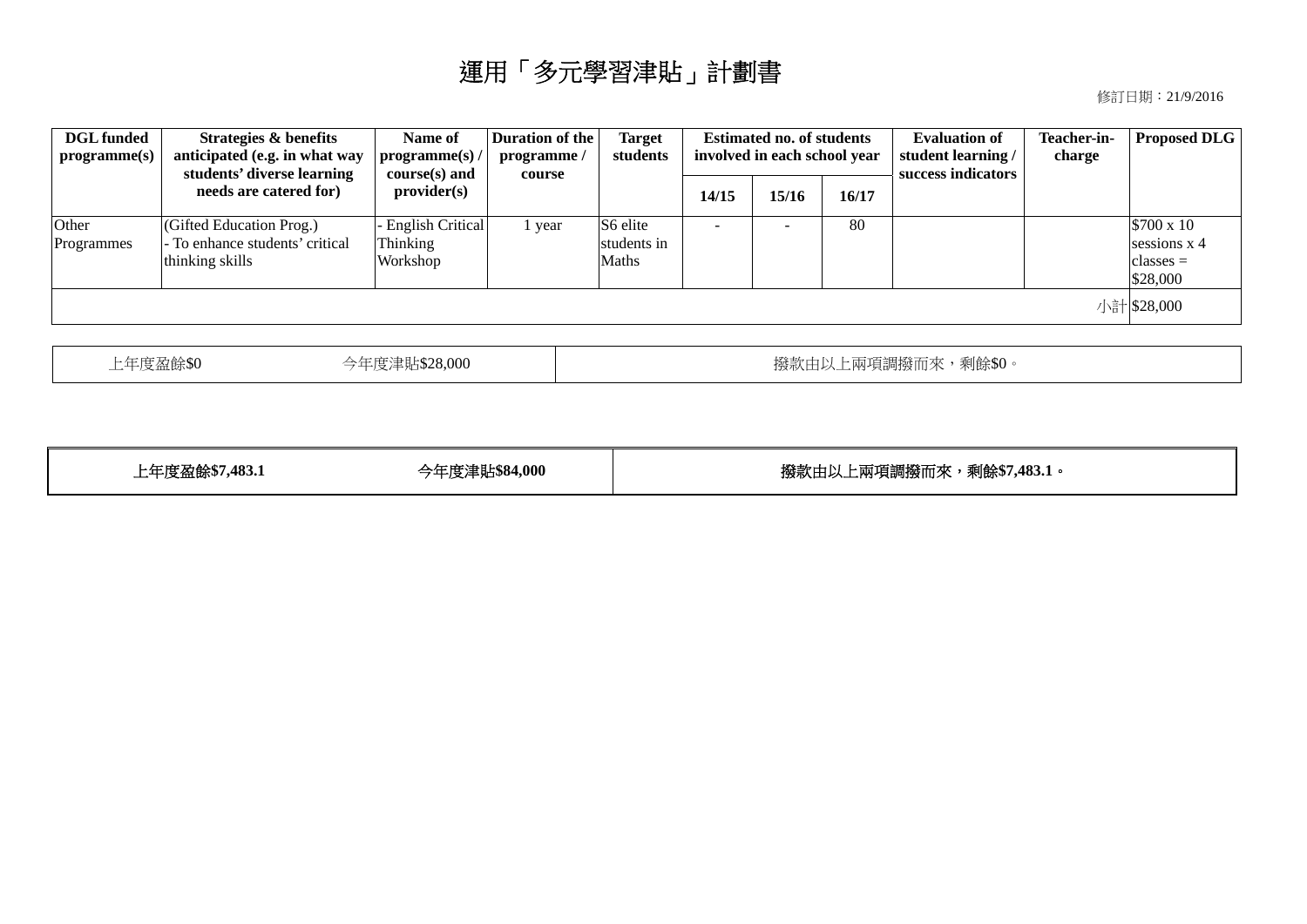# 運用「多元學習津貼」計劃書

修訂日期：21/9/2016

| DGL funded programme(s) | Strategies & benefits anticipated (e.g. in what way students' diverse learning needs are catered for) | Name of programme(s) / course(s) and provider(s) | Duration of the programme / course | Target students | Estimated no. of students involved in each school year | | | Evaluation of student learning / success indicators | Teacher-in-charge | Proposed DLG |
|---|---|---|---|---|---|---|---|---|---|---|
| | | | | | 14/15 | 15/16 | 16/17 | | | |
| Other Programmes | (Gifted Education Prog.)<br>- To enhance students' critical thinking skills | - English Critical Thinking Workshop | 1 year | S6 elite students in Maths | - | - | 80 | | | $700 x 10 sessions x 4 classes = $28,000 |
| | | | | | | | | | 小計 | $28,000 |

| | | |
|---|---|---|
| 上年度盈餘$0 | 今年度津貼$28,000 | 撥款由以上兩項調撥而來，剩餘$0。 |

| | | |
|---|---|---|
| **上年度盈餘$7,483.1** | **今年度津貼$84,000** | **撥款由以上兩項調撥而來，剩餘$7,483.1。** |